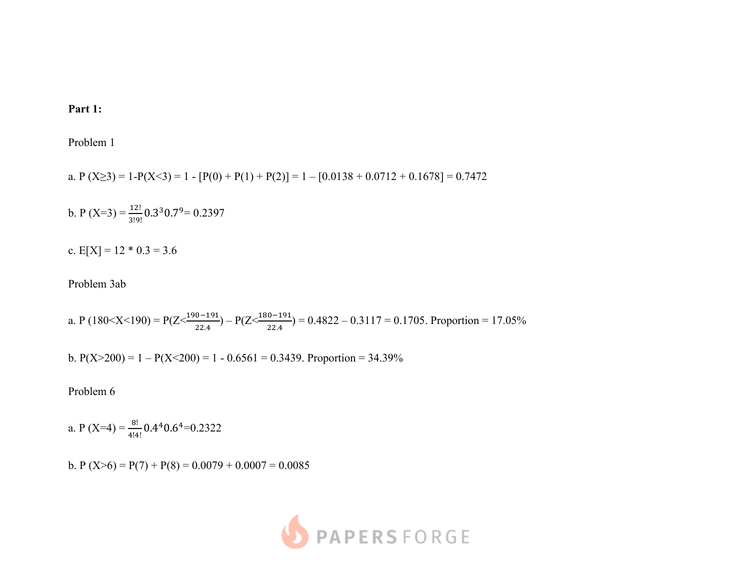**Part 1:**

Problem 1

a. $P(X \geq 3) = 1 - P(X<3) = 1 - [P(0) + P(1) + P(2)] = 1 - [0.0138 + 0.0712 + 0.1678] = 0.7472$

b. $P(X=3) = \frac{12!}{3!9!} 0.3^3 0.7^9 = 0.2397$

c. $E[X] = 12 * 0.3 = 3.6$

Problem 3ab

a. $P(180<X<190) = P(Z<\frac{190-191}{22.4}) - P(Z<\frac{180-191}{22.4}) = 0.4822 - 0.3117 = 0.1705$. Proportion = 17.05%

b. $P(X>200) = 1 - P(X<200) = 1 - 0.6561 = 0.3439$. Proportion = 34.39%

Problem 6

a. $P(X=4) = \frac{8!}{4!4!} 0.4^4 0.6^4 = 0.2322$

b. $P(X>6) = P(7) + P(8) = 0.0079 + 0.0007 = 0.0085$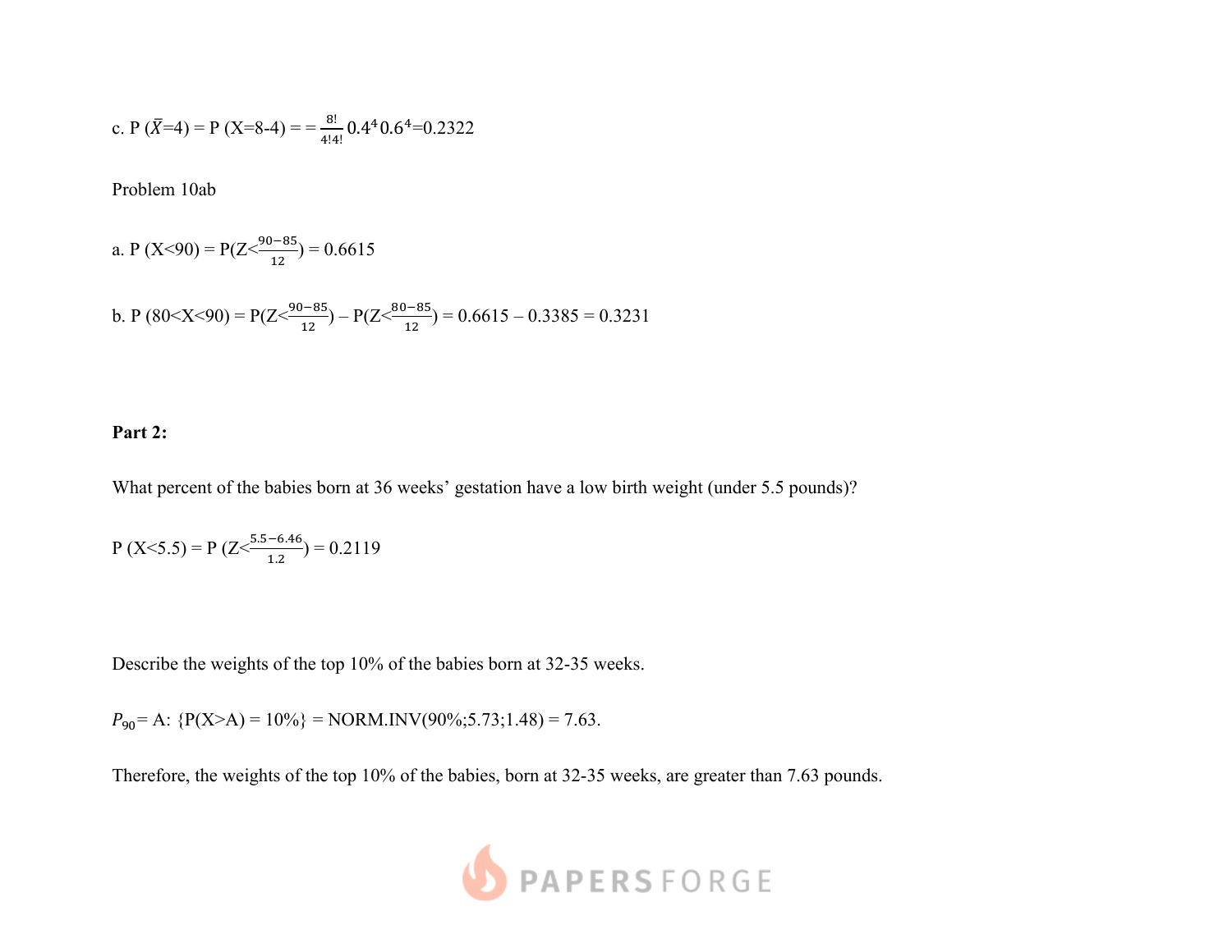c. $P(\bar{X}=4) = P(X=8-4) = = \frac{8!}{4!4!} 0.4^4 0.6^4 = 0.2322$

Problem 10ab

a. $P(X<90) = P(Z<\frac{90-85}{12}) = 0.6615$

b. $P(80<X<90) = P(Z<\frac{90-85}{12}) - P(Z<\frac{80-85}{12}) = 0.6615 - 0.3385 = 0.3231$

**Part 2:**

What percent of the babies born at 36 weeks' gestation have a low birth weight (under 5.5 pounds)?

$P(X<5.5) = P(Z<\frac{5.5-6.46}{1.2}) = 0.2119$

Describe the weights of the top 10% of the babies born at 32-35 weeks.

$P_{90}$ = A: {P(X>A) = 10%} = NORM.INV(90%;5.73;1.48) = 7.63.

Therefore, the weights of the top 10% of the babies, born at 32-35 weeks, are greater than 7.63 pounds.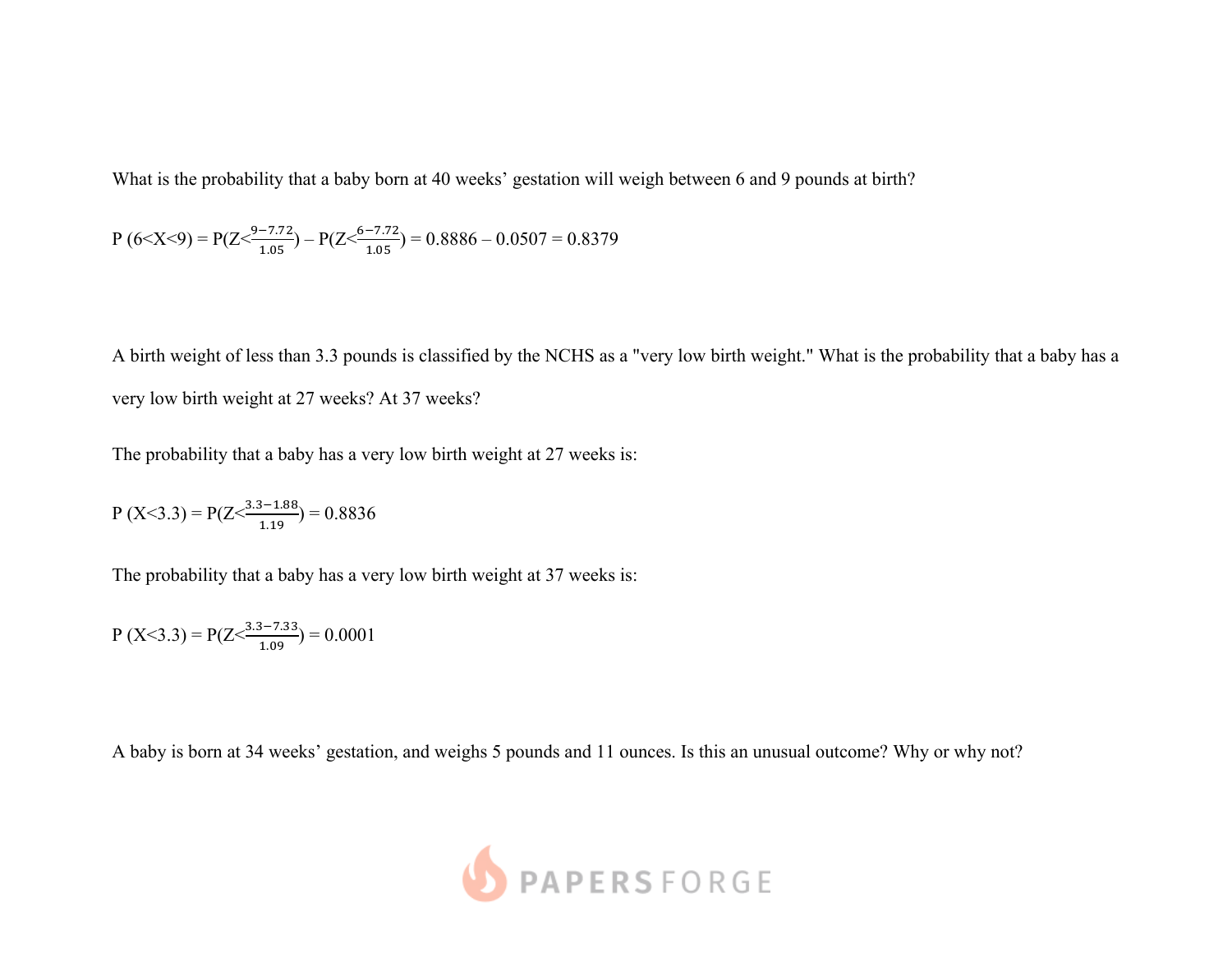What is the probability that a baby born at 40 weeks' gestation will weigh between 6 and 9 pounds at birth?

P (6<X<9) = $P(Z<\frac{9-7.72}{1.05}) - P(Z<\frac{6-7.72}{1.05})$ = 0.8886 – 0.0507 = 0.8379

A birth weight of less than 3.3 pounds is classified by the NCHS as a "very low birth weight." What is the probability that a baby has a very low birth weight at 27 weeks? At 37 weeks?

The probability that a baby has a very low birth weight at 27 weeks is:

P (X<3.3) = $P(Z<\frac{3.3-1.88}{1.19})$ = 0.8836

The probability that a baby has a very low birth weight at 37 weeks is:

P (X<3.3) = $P(Z<\frac{3.3-7.33}{1.09})$ = 0.0001

A baby is born at 34 weeks' gestation, and weighs 5 pounds and 11 ounces. Is this an unusual outcome? Why or why not?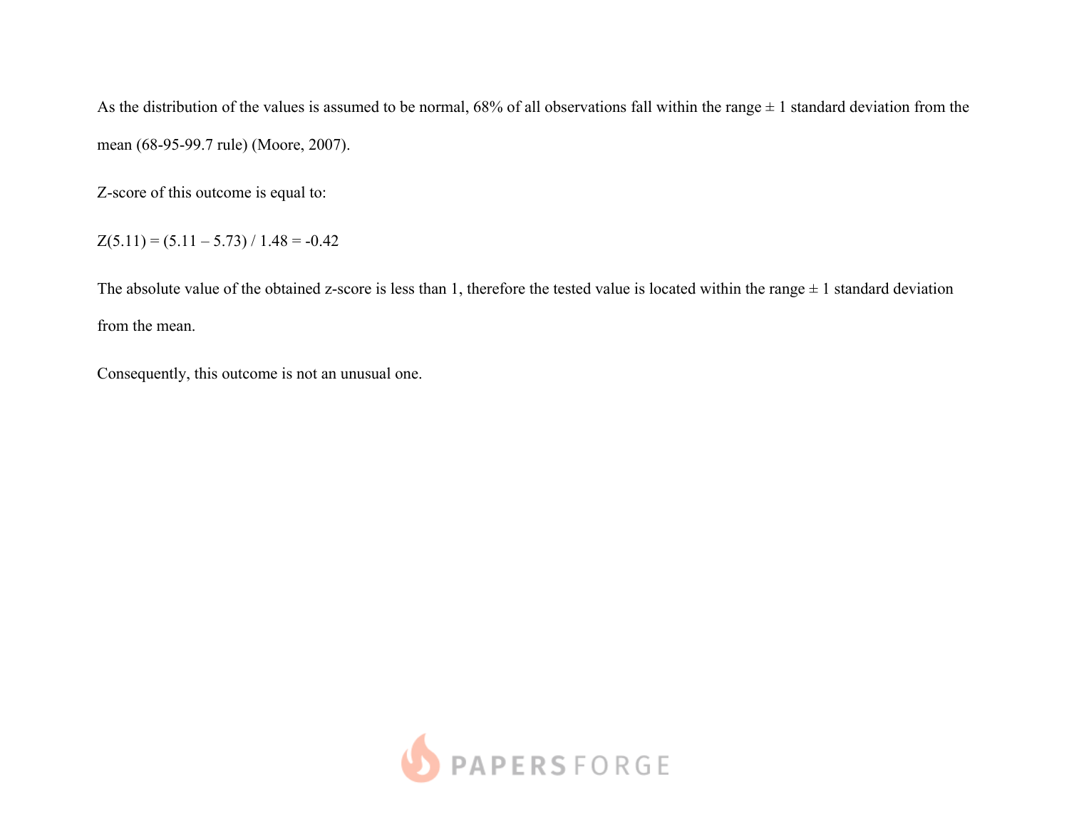As the distribution of the values is assumed to be normal, 68% of all observations fall within the range ± 1 standard deviation from the mean (68-95-99.7 rule) (Moore, 2007).

Z-score of this outcome is equal to:

$$Z(5.11) = (5.11 - 5.73) / 1.48 = -0.42$$

The absolute value of the obtained z-score is less than 1, therefore the tested value is located within the range ± 1 standard deviation from the mean.

Consequently, this outcome is not an unusual one.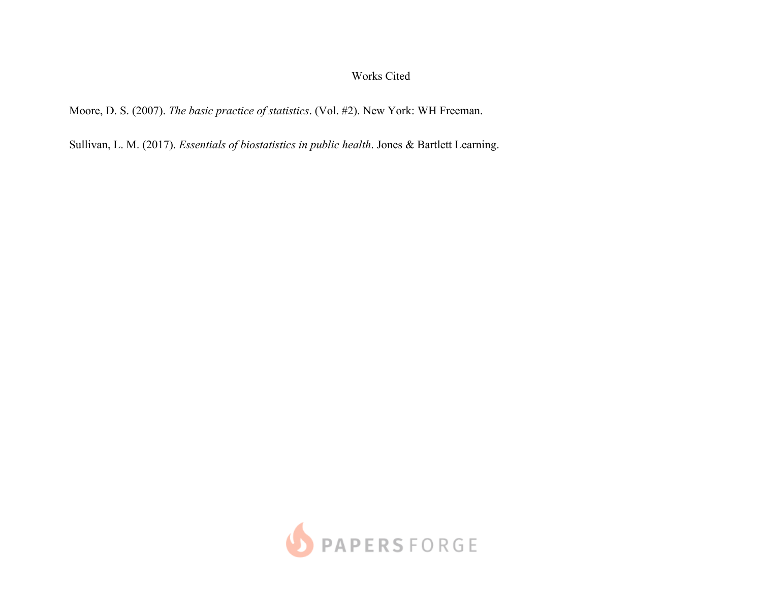# Works Cited

Moore, D. S. (2007). *The basic practice of statistics*. (Vol. #2). New York: WH Freeman.

Sullivan, L. M. (2017). *Essentials of biostatistics in public health*. Jones & Bartlett Learning.